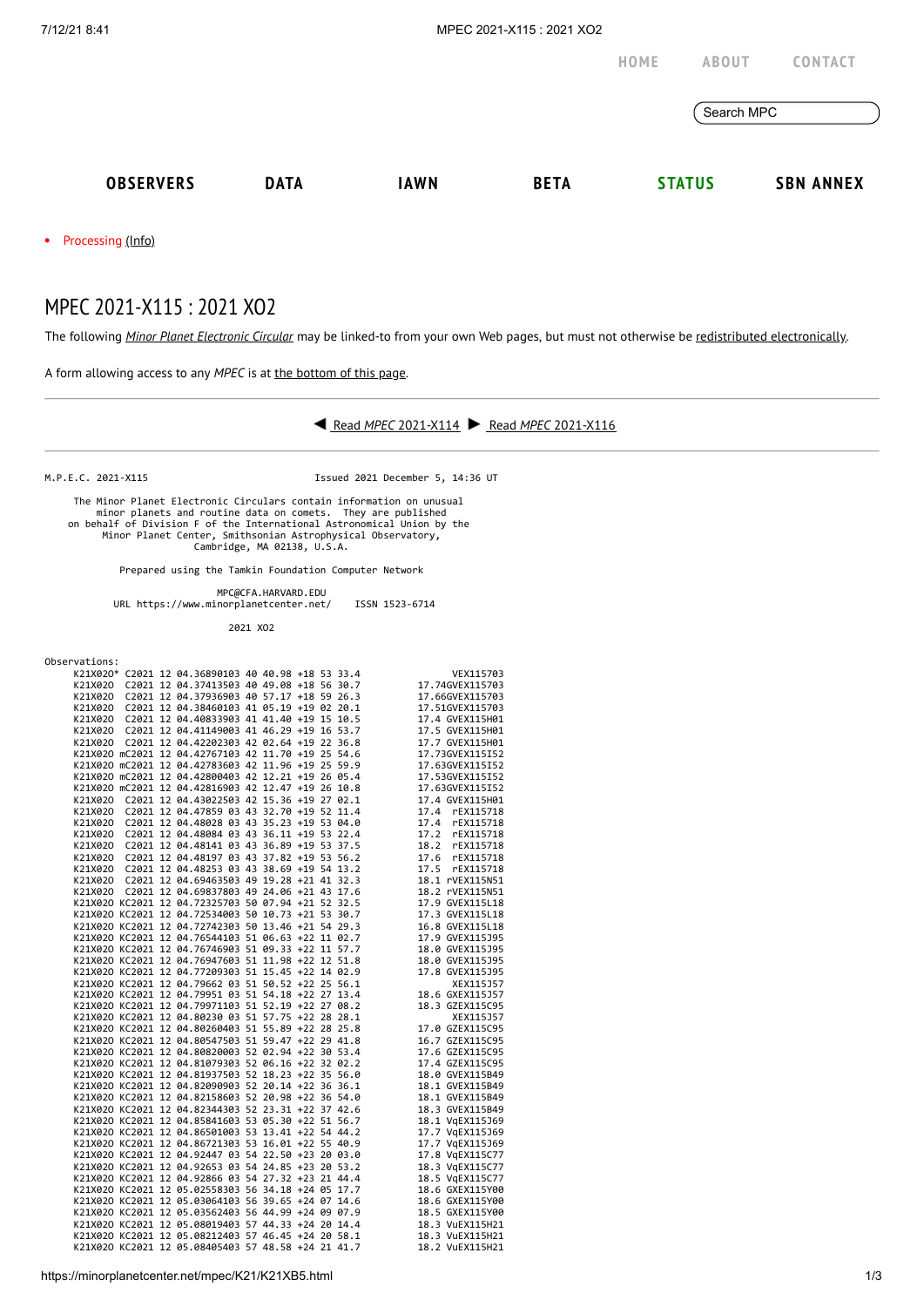HOME ABOUT CONTACT

OBSERVERS DATA IAWN BETA STATUS SBN ANNEX

- Processing (Info)

# MPEC 2021-X115 : 2021 XO2

The following *Minor Planet Electronic Circular* may be linked-to from your own Web pages, but must not otherwise be redistributed electronically.

A form allowing access to any *MPEC* is at the bottom of this page.

◀ Read *MPEC* 2021-X114 ▶ Read *MPEC* 2021-X116

```
M.P.E.C. 2021-X115                          Issued 2021 December 5, 14:36 UT

     The Minor Planet Electronic Circulars contain information on unusual
         minor planets and routine data on comets.  They are published
    on behalf of Division F of the International Astronomical Union by the
          Minor Planet Center, Smithsonian Astrophysical Observatory,
                          Cambridge, MA 02138, U.S.A.

               Prepared using the Tamkin Foundation Computer Network

                             MPC@CFA.HARVARD.EDU
           URL https://www.minorplanetcenter.net/     ISSN 1523-6714

                                   2021 XO2

Observations:
     K21X020* C2021 12 04.36890103 40 40.98 +18 53 33.4                VEX115703
     K21X020  C2021 12 04.37413503 40 49.08 +18 56 30.7          17.74GVEX115703
     K21X020  C2021 12 04.37936903 40 57.17 +18 59 26.3          17.66GVEX115703
     K21X020  C2021 12 04.38460103 41 05.19 +19 02 20.1          17.51GVEX115703
     K21X020  C2021 12 04.40833903 41 41.40 +19 15 10.5          17.4 GVEX115H01
     K21X020  C2021 12 04.41149003 41 46.29 +19 16 53.7          17.5 GVEX115H01
     K21X020  C2021 12 04.42202303 42 02.64 +19 22 36.8          17.7 GVEX115H01
     K21X020 mC2021 12 04.42767103 42 11.70 +19 25 54.6          17.73GVEX115I52
     K21X020 mC2021 12 04.42783603 42 11.96 +19 25 59.9          17.63GVEX115I52
     K21X020 mC2021 12 04.42800403 42 12.21 +19 26 05.4          17.53GVEX115I52
     K21X020 mC2021 12 04.42816903 42 12.47 +19 26 10.8          17.63GVEX115I52
     K21X020  C2021 12 04.43022503 42 15.36 +19 27 02.1          17.4 GVEX115H01
     K21X020  C2021 12 04.47859 03 43 32.70 +19 52 11.4          17.4  rEX115718
     K21X020  C2021 12 04.48028 03 43 35.23 +19 53 04.0          17.4  rEX115718
     K21X020  C2021 12 04.48084 03 43 36.11 +19 53 22.4          17.2  rEX115718
     K21X020  C2021 12 04.48141 03 43 36.89 +19 53 37.5          18.2  rEX115718
     K21X020  C2021 12 04.48197 03 43 37.82 +19 53 56.2          17.6  rEX115718
     K21X020  C2021 12 04.48253 03 43 38.69 +19 54 13.2          17.5  rEX115718
     K21X020  C2021 12 04.69463503 49 19.28 +21 41 32.3          18.1 rVEX115N51
     K21X020  C2021 12 04.69837803 49 24.06 +21 43 17.6          18.2 rVEX115N51
     K21X020 KC2021 12 04.72325703 50 07.94 +21 52 32.5          17.9 GVEX115L18
     K21X020 KC2021 12 04.72534003 50 10.73 +21 53 30.7          17.3 GVEX115L18
     K21X020 KC2021 12 04.72742303 50 13.46 +21 54 29.3          16.8 GVEX115L18
     K21X020 KC2021 12 04.76544103 51 06.63 +22 11 02.7          17.9 GVEX115J95
     K21X020 KC2021 12 04.76746903 51 09.33 +22 11 57.7          18.0 GVEX115J95
     K21X020 KC2021 12 04.76947603 51 11.98 +22 12 51.8          18.0 GVEX115J95
     K21X020 KC2021 12 04.77209303 51 15.45 +22 14 02.9          17.8 GVEX115J95
     K21X020 KC2021 12 04.79662 03 51 50.52 +22 25 56.1               XEX115J57
     K21X020 KC2021 12 04.79951 03 51 54.18 +22 27 13.4          18.6 GXEX115J57
     K21X020 KC2021 12 04.79971103 51 52.19 +22 27 08.2          18.3 GZEX115C95
     K21X020 KC2021 12 04.80230 03 51 57.75 +22 28 28.1               XEX115J57
     K21X020 KC2021 12 04.80260403 51 55.89 +22 28 25.8          17.0 GZEX115C95
     K21X020 KC2021 12 04.80547503 51 59.47 +22 29 41.8          16.7 GZEX115C95
     K21X020 KC2021 12 04.80820003 52 02.94 +22 30 53.4          17.6 GZEX115C95
     K21X020 KC2021 12 04.81079303 52 06.16 +22 32 02.2          17.4 GZEX115C95
     K21X020 KC2021 12 04.81937503 52 18.23 +22 35 56.0          18.0 GVEX115B49
     K21X020 KC2021 12 04.82090903 52 20.14 +22 36 36.1          18.1 GVEX115B49
     K21X020 KC2021 12 04.82158603 52 20.98 +22 36 54.0          18.1 GVEX115B49
     K21X020 KC2021 12 04.82344303 52 23.31 +22 37 42.6          18.3 GVEX115B49
     K21X020 KC2021 12 04.85841603 53 05.30 +22 51 56.7          18.1 VqEX115J69
     K21X020 KC2021 12 04.86501003 53 13.41 +22 54 44.2          17.7 VqEX115J69
     K21X020 KC2021 12 04.86721303 53 16.01 +22 55 40.9          17.7 VqEX115J69
     K21X020 KC2021 12 04.92447 03 54 22.50 +23 20 03.0          17.8 VqEX115C77
     K21X020 KC2021 12 04.92653 03 54 24.85 +23 20 53.2          18.3 VqEX115C77
     K21X020 KC2021 12 04.92866 03 54 27.32 +23 21 44.4          18.5 VqEX115C77
     K21X020 KC2021 12 05.02558303 56 34.18 +24 05 17.7          18.6 GXEX115Y00
     K21X020 KC2021 12 05.03064103 56 39.65 +24 07 14.6          18.6 GXEX115Y00
     K21X020 KC2021 12 05.03562403 56 44.99 +24 09 07.9          18.5 GXEX115Y00
     K21X020 KC2021 12 05.08019403 57 44.33 +24 20 14.4          18.3 VuEX115H21
     K21X020 KC2021 12 05.08212403 57 46.45 +24 20 58.1          18.3 VuEX115H21
     K21X020 KC2021 12 05.08405403 57 48.58 +24 21 41.7          18.2 VuEX115H21
```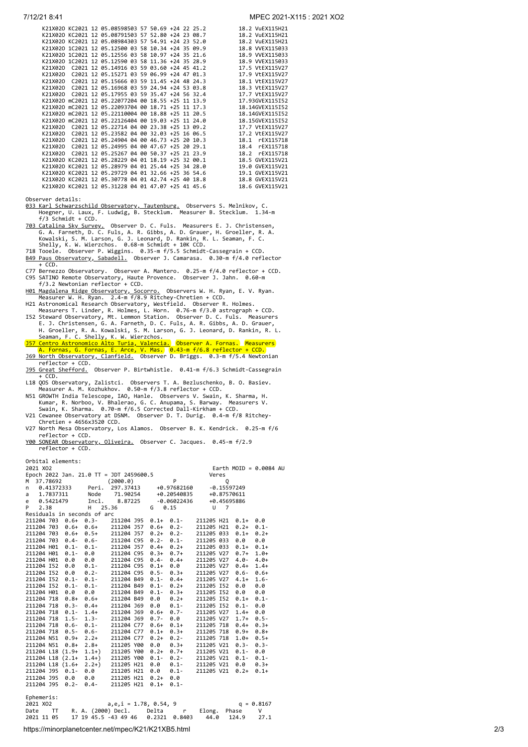```
K21X02O KC2021 12 05.08598503 57 50.69 +24 22 25.2          18.2 VuEX115H21
K21X02O KC2021 12 05.08791503 57 52.80 +24 23 08.7          18.2 VuEX115H21
K21X02O KC2021 12 05.08984303 57 54.91 +24 23 52.0          18.2 VuEX115H21
K21X02O 1C2021 12 05.12500 03 58 10.34 +24 35 09.9          18.8 VVEX115033
K21X02O 1C2021 12 05.12556 03 58 10.97 +24 35 21.6          18.9 VVEX115033
K21X02O 1C2021 12 05.12590 03 58 11.36 +24 35 28.9          18.9 VVEX115033
K21X02O  C2021 12 05.14916 03 59 03.60 +24 45 41.2          17.5 VtEX115V27
K21X02O  C2021 12 05.15271 03 59 06.99 +24 47 01.3          17.9 VtEX115V27
K21X02O  C2021 12 05.15666 03 59 11.45 +24 48 24.3          18.1 VtEX115V27
K21X02O  C2021 12 05.16968 03 59 24.94 +24 53 03.8          18.3 VtEX115V27
K21X02O  C2021 12 05.17955 03 59 35.47 +24 56 32.4          17.7 VtEX115V27
K21X02O mC2021 12 05.22077204 00 18.55 +25 11 13.9          17.93GVEX115I52
K21X02O mC2021 12 05.22093704 00 18.71 +25 11 17.3          18.14GVEX115I52
K21X02O mC2021 12 05.22110004 00 18.88 +25 11 20.5          18.14GVEX115I52
K21X02O mC2021 12 05.22126404 00 19.03 +25 11 24.0          18.15GVEX115I52
K21X02O  C2021 12 05.22714 04 00 23.38 +25 13 09.2          17.7 VtEX115V27
K21X02O  C2021 12 05.23582 04 00 32.03 +25 16 06.5          17.2 VtEX115V27
K21X02O  C2021 12 05.24904 04 00 46.73 +25 20 10.3          18.1  rEX115718
K21X02O  C2021 12 05.24995 04 00 47.67 +25 20 29.1          18.4  rEX115718
K21X02O  C2021 12 05.25267 04 00 50.37 +25 21 23.9          18.2  rEX115718
K21X02O KC2021 12 05.28229 04 01 18.19 +25 32 00.1          18.5 GVEX115V21
K21X02O KC2021 12 05.28979 04 01 25.44 +25 34 28.0          19.0 GVEX115V21
K21X02O KC2021 12 05.29729 04 01 32.66 +25 36 54.6          19.1 GVEX115V21
K21X02O KC2021 12 05.30778 04 01 42.74 +25 40 18.8          18.8 GVEX115V21
K21X02O KC2021 12 05.31228 04 01 47.07 +25 41 45.6          18.6 GVEX115V21
```

Observer details:

- 033 Karl Schwarzschild Observatory, Tautenburg. Observers S. Melnikov, C. Hoegner, U. Laux, F. Ludwig, B. Stecklum. Measurer B. Stecklum. 1.34-m f/3 Schmidt + CCD.
- 703 Catalina Sky Survey. Observer D. C. Fuls. Measurers E. J. Christensen, G. A. Farneth, D. C. Fuls, A. R. Gibbs, A. D. Grauer, H. Groeller, R. A. Kowalski, S. M. Larson, G. J. Leonard, D. Rankin, R. L. Seaman, F. C. Shelly, K. W. Wierzchos. 0.68-m Schmidt + 10K CCD.
- 718 Tooele. Observer P. Wiggins. 0.35-m f/5.5 Schmidt-Cassegrain + CCD.
- B49 Paus Observatory, Sabadell. Observer J. Camarasa. 0.30-m f/4.0 reflector + CCD.
- C77 Bernezzo Observatory. Observer A. Mantero. 0.25-m f/4.0 reflector + CCD.
- C95 SATINO Remote Observatory, Haute Provence. Observer J. Jahn. 0.60-m f/3.2 Newtonian reflector + CCD.
- H01 Magdalena Ridge Observatory, Socorro. Observers W. H. Ryan, E. V. Ryan. Measurer W. H. Ryan. 2.4-m f/8.9 Ritchey-Chretien + CCD.
- H21 Astronomical Research Observatory, Westfield. Observer R. Holmes. Measurers T. Linder, R. Holmes, L. Horn. 0.76-m f/3.0 astrograph + CCD.
- I52 Steward Observatory, Mt. Lemmon Station. Observer D. C. Fuls. Measurers E. J. Christensen, G. A. Farneth, D. C. Fuls, A. R. Gibbs, A. D. Grauer, H. Groeller, R. A. Kowalski, S. M. Larson, G. J. Leonard, D. Rankin, R. L. Seaman, F. C. Shelly, K. W. Wierzchos.
- J57 Centro Astronomico Alto Turia, Valencia. Observer A. Fornas. Measurers A. Fornas, G. Fornas, E. Arce, V. Mas. 0.43-m f/6.8 reflector + CCD.
- J69 North Observatory, Clanfield. Observer D. Briggs. 0.3-m f/5.4 Newtonian reflector + CCD.
- J95 Great Shefford. Observer P. Birtwhistle. 0.41-m f/6.3 Schmidt-Cassegrain + CCD.
- L18 QOS Observatory, Zalistci. Observers T. A. Bezluschenko, B. O. Basiev. Measurer A. M. Kozhukhov. 0.50-m f/3.8 reflector + CCD.
- N51 GROWTH India Telescope, IAO, Hanle. Observers V. Swain, K. Sharma, H. Kumar, R. Norboo, V. Bhalerao, G. C. Anupama, S. Barway. Measurers V. Swain, K. Sharma. 0.70-m f/6.5 Corrected Dall-Kirkham + CCD.
- V21 Cewanee Observatory at DSNM. Observer D. T. Durig. 0.4-m f/8 Ritchey-Chretien + 4656x3520 CCD.
- V27 North Mesa Observatory, Los Alamos. Observer B. K. Kendrick. 0.25-m f/6 reflector + CCD.
- Y00 SONEAR Observatory, Oliveira. Observer C. Jacques. 0.45-m f/2.9 reflector + CCD.

Orbital elements:

```
2021 XO2                                                 Earth MOID = 0.0084 AU
Epoch 2022 Jan. 21.0 TT = JDT 2459600.5                 Veres
M  37.78692              (2000.0)            P               Q
n   0.41372333     Peri.  297.37413     +0.97682160     -0.15597249
a   1.7837311      Node    71.90254     +0.20540835     +0.87570611
e   0.5421479      Incl.    8.87225     -0.06022436     +0.45695886
P   2.38           H   25.36           G   0.15           U   7
Residuals in seconds of arc
211204 703  0.6+  0.3-    211204 J95  0.1+  0.1-    211205 H21  0.1+  0.0
211204 703  0.6+  0.6+    211204 J57  0.6+  0.2-    211205 H21  0.2+  0.1-
211204 703  0.6+  0.5+    211204 J57  0.2+  0.2-    211205 033  0.1+  0.2+
211204 703  0.4-  0.6-    211204 C95  0.2-  0.1-    211205 033  0.0   0.0
211204 H01  0.1-  0.1-    211204 J57  0.4+  0.2+    211205 033  0.1+  0.1+
211204 H01  0.1-  0.0     211204 C95  0.3+  0.7+    211205 V27  0.7+  1.0+
211204 H01  0.0   0.0     211204 C95  0.4-  0.4+    211205 V27  4.0-  4.0+
211204 I52  0.0   0.1-    211204 C95  0.1+  0.0     211205 V27  0.4+  1.4+
211204 I52  0.0   0.2-    211204 C95  0.5-  0.3+    211205 V27  0.6-  0.6+
211204 I52  0.1-  0.1-    211204 B49  0.1-  0.4+    211205 V27  4.1+  1.6-
211204 I52  0.1-  0.1-    211204 B49  0.1-  0.2+    211205 I52  0.0   0.0
211204 H01  0.0   0.0     211204 B49  0.1-  0.3+    211205 I52  0.0   0.0
211204 718  0.8+  0.6+    211204 B49  0.0   0.2+    211205 I52  0.1+  0.1-
211204 718  0.3-  0.4+    211204 J69  0.0   0.1-    211205 I52  0.1-  0.0
211204 718  0.1-  1.4+    211204 J69  0.6+  0.7-    211205 V27  1.4+  0.0
211204 718  1.5-  1.3-    211204 J69  0.7-  0.0     211205 V27  1.7+  0.5-
211204 718  0.6-  0.1-    211204 C77  0.6+  0.1+    211205 718  0.4+  0.3+
211204 718  0.5-  0.6-    211204 C77  0.1+  0.3+    211205 718  0.9+  0.8+
211204 N51  0.9+  2.2+    211204 C77  0.2+  0.2-    211205 718  1.0+  0.5+
211204 N51  0.8+  2.8+    211205 Y00  0.0   0.3+    211205 V21  0.3-  0.3-
211204 L18 (1.9+  1.1+)   211205 Y00  0.2+  0.7+    211205 V21  0.1-  0.0
211204 L18 (2.1+  1.4+)   211205 Y00  0.1-  0.2-    211205 V21  0.1-  0.1-
211204 L18 (1.6+  2.2+)   211205 H21  0.0   0.1-    211205 V21  0.0   0.3+
211204 J95  0.1-  0.0     211205 H21  0.0   0.1-    211205 V21  0.2+  0.1+
211204 J95  0.0   0.0     211205 H21  0.2+  0.0
211204 J95  0.2-  0.4-    211205 H21  0.1+  0.1-
```

Ephemeris:

```
2021 XO2               a,e,i = 1.78, 0.54, 9                   q = 0.8167
Date    TT    R. A. (2000) Decl.    Delta     r     Elong.  Phase    V
2021 11 05    17 19 45.5 -43 49 46   0.2321  0.8403   44.0   124.9   27.1
```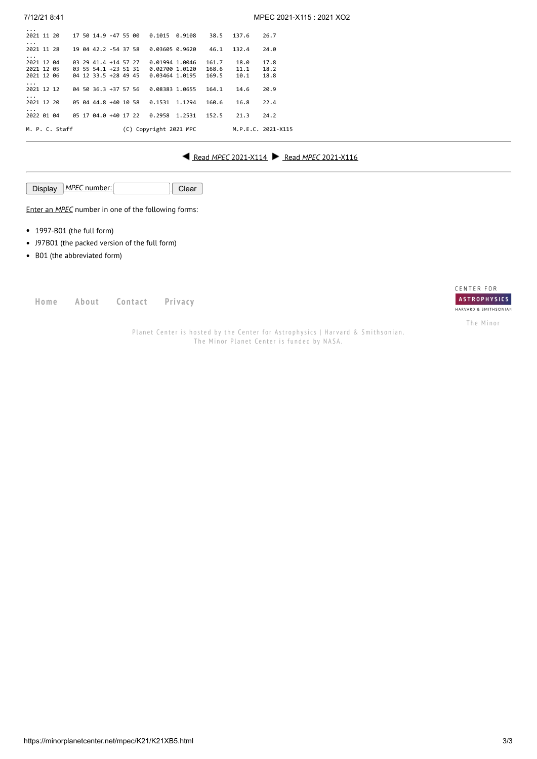```
...
2021 11 20    17 50 14.9 -47 55 00   0.1015  0.9108    38.5   137.6    26.7
...
2021 11 28    19 04 42.2 -54 37 58   0.03605 0.9620    46.1   132.4    24.0
...
2021 12 04    03 29 41.4 +14 57 27   0.01994 1.0046   161.7    18.0    17.8
2021 12 05    03 55 54.1 +23 51 31   0.02700 1.0120   168.6    11.1    18.2
2021 12 06    04 12 33.5 +28 49 45   0.03464 1.0195   169.5    10.1    18.8
...
2021 12 12    04 50 36.3 +37 57 56   0.08383 1.0655   164.1    14.6    20.9
...
2021 12 20    05 04 44.8 +40 10 58   0.1531  1.1294   160.6    16.8    22.4
...
2022 01 04    05 17 04.0 +40 17 22   0.2958  1.2531   152.5    21.3    24.2

M. P. C. Staff              (C) Copyright 2021 MPC          M.P.E.C. 2021-X115
```

---

◀ Read *MPEC* 2021-X114 ▶ Read *MPEC* 2021-X116

---

Display *MPEC* number: Clear

Enter an *MPEC* number in one of the following forms:

- 1997-B01 (the full form)
- J97B01 (the packed version of the full form)
- B01 (the abbreviated form)

**Home** **About** **Contact** **Privacy**

CENTER FOR ASTROPHYSICS HARVARD & SMITHSONIAN

The Minor Planet Center is hosted by the Center for Astrophysics | Harvard & Smithsonian.
The Minor Planet Center is funded by NASA.